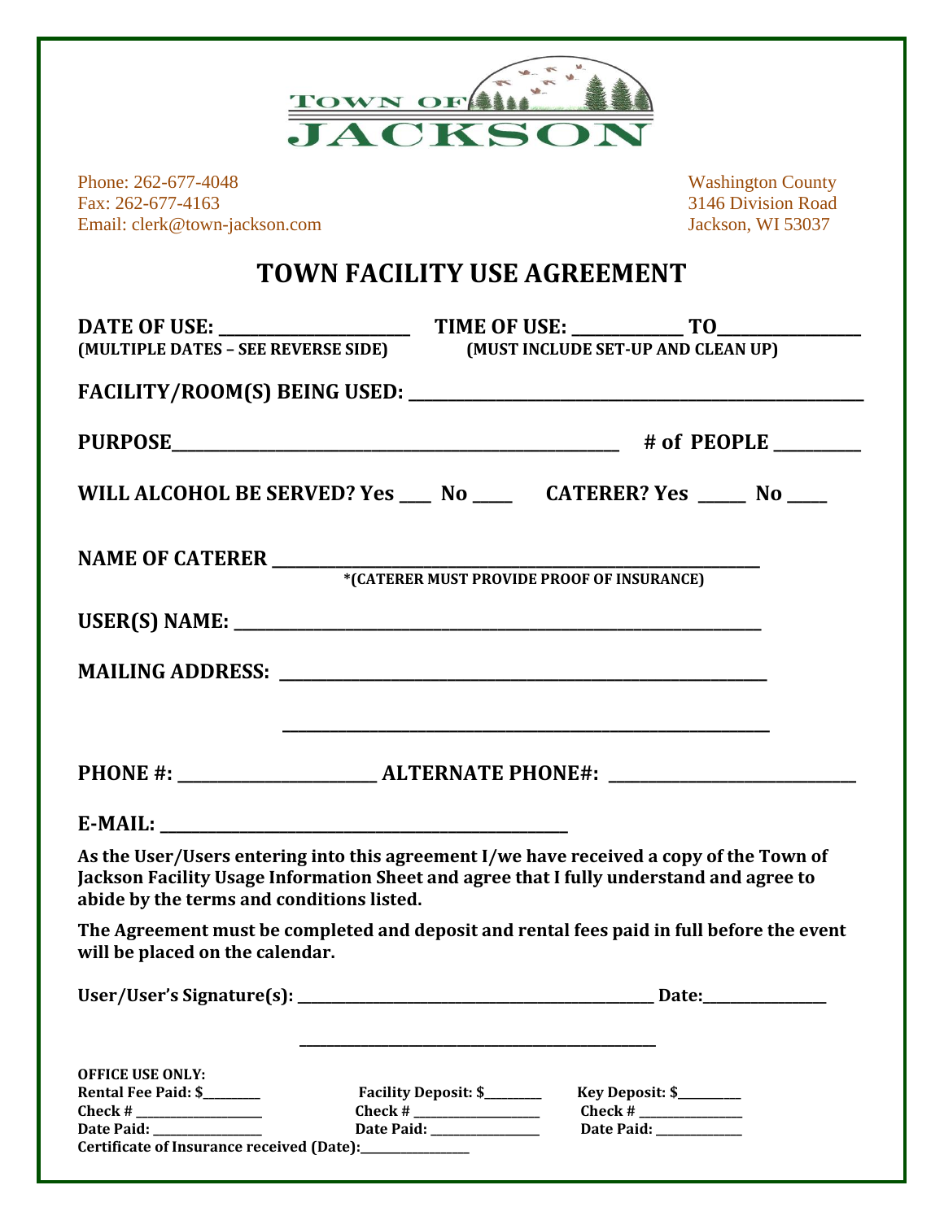TOWN OF JACKSON

Phone: 262-677-4048
Fax: 262-677-4163
Email: clerk@town-jackson.com

Washington County
3146 Division Road
Jackson, WI 53037

# TOWN FACILITY USE AGREEMENT

**DATE OF USE:** ____________________ **TIME OF USE:** ____________ **TO** ______________
**(MULTIPLE DATES – SEE REVERSE SIDE)** **(MUST INCLUDE SET-UP AND CLEAN UP)**

**FACILITY/ROOM(S) BEING USED:** ________________________________________________

**PURPOSE** ____________________________________________ **# of PEOPLE** _________

**WILL ALCOHOL BE SERVED? Yes** ___ **No** ___ **CATERER? Yes** _____ **No** ____

**NAME OF CATERER** ____________________________________________________
**\*(CATERER MUST PROVIDE PROOF OF INSURANCE)**

**USER(S) NAME:** ______________________________________________________

**MAILING ADDRESS:** ___________________________________________________

______________________________________________________

**PHONE #:** ____________________ **ALTERNATE PHONE#:** ________________________

**E-MAIL:** __________________________________________

**As the User/Users entering into this agreement I/we have received a copy of the Town of Jackson Facility Usage Information Sheet and agree that I fully understand and agree to abide by the terms and conditions listed.**

**The Agreement must be completed and deposit and rental fees paid in full before the event will be placed on the calendar.**

**User/User's Signature(s):** ________________________________________ **Date:** ______________

________________________________________

**OFFICE USE ONLY:**

| | | |
|---|---|---|
| **Rental Fee Paid: $** ________ | **Facility Deposit: $** ________ | **Key Deposit: $** ________ |
| **Check #** __________________ | **Check #** __________________ | **Check #** _______________ |
| **Date Paid:** ________________ | **Date Paid:** ________________ | **Date Paid:** _____________ |

**Certificate of Insurance received (Date):** _______________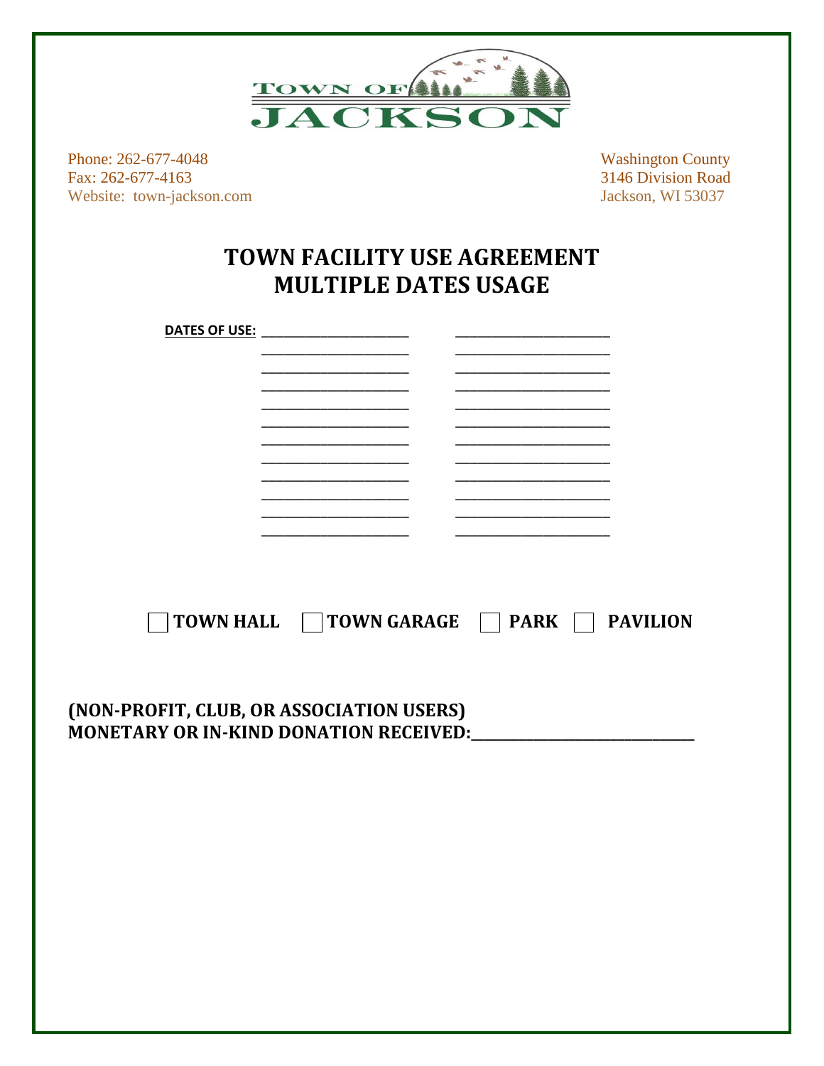Phone: 262-677-4048
Fax: 262-677-4163
Website: town-jackson.com

Washington County
3146 Division Road
Jackson, WI 53037

# TOWN FACILITY USE AGREEMENT
# MULTIPLE DATES USAGE

**DATES OF USE:** ____________________ ____________________
____________________ ____________________
____________________ ____________________
____________________ ____________________
____________________ ____________________
____________________ ____________________
____________________ ____________________
____________________ ____________________
____________________ ____________________
____________________ ____________________
____________________ ____________________
____________________ ____________________

☐ **TOWN HALL** ☐ **TOWN GARAGE** ☐ **PARK** ☐ **PAVILION**

**(NON-PROFIT, CLUB, OR ASSOCIATION USERS)**
**MONETARY OR IN-KIND DONATION RECEIVED:**______________________________